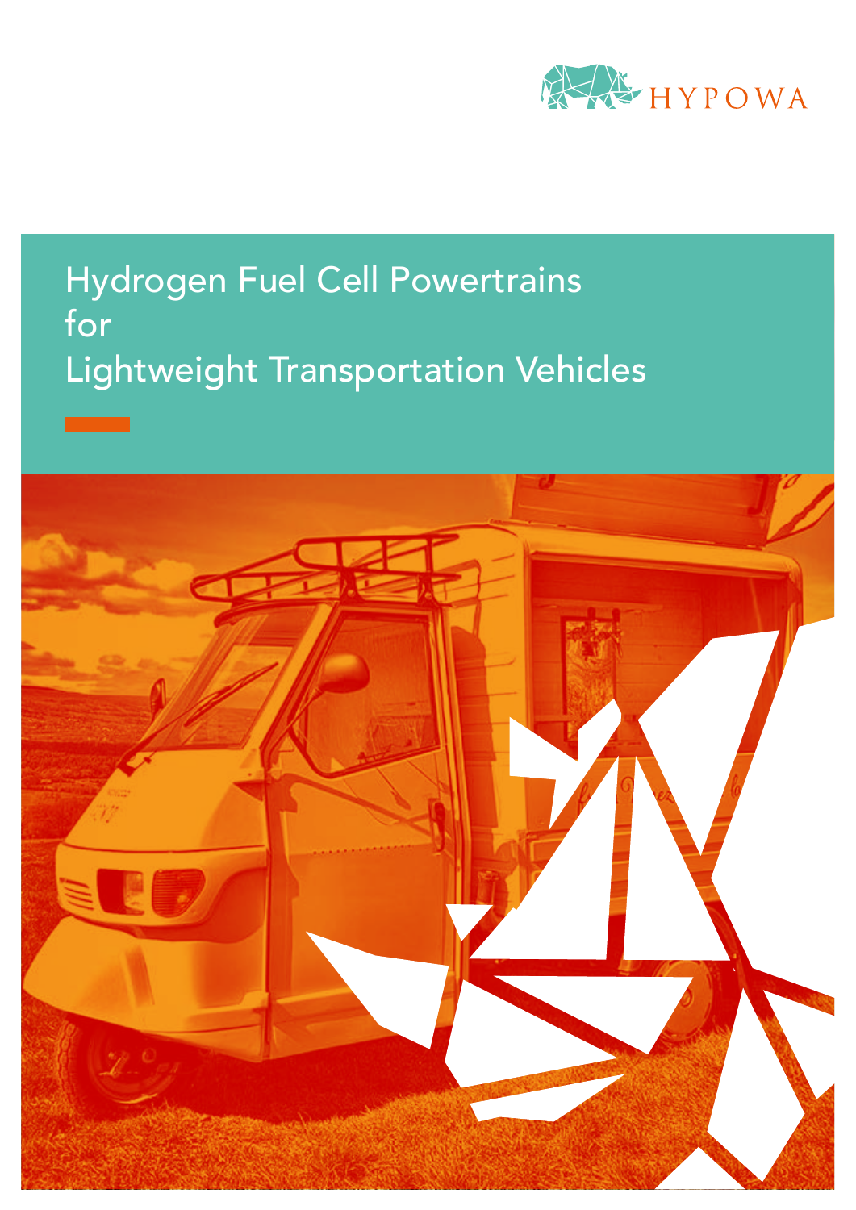HYPOWA

# Hydrogen Fuel Cell Powertrains for Lightweight Transportation Vehicles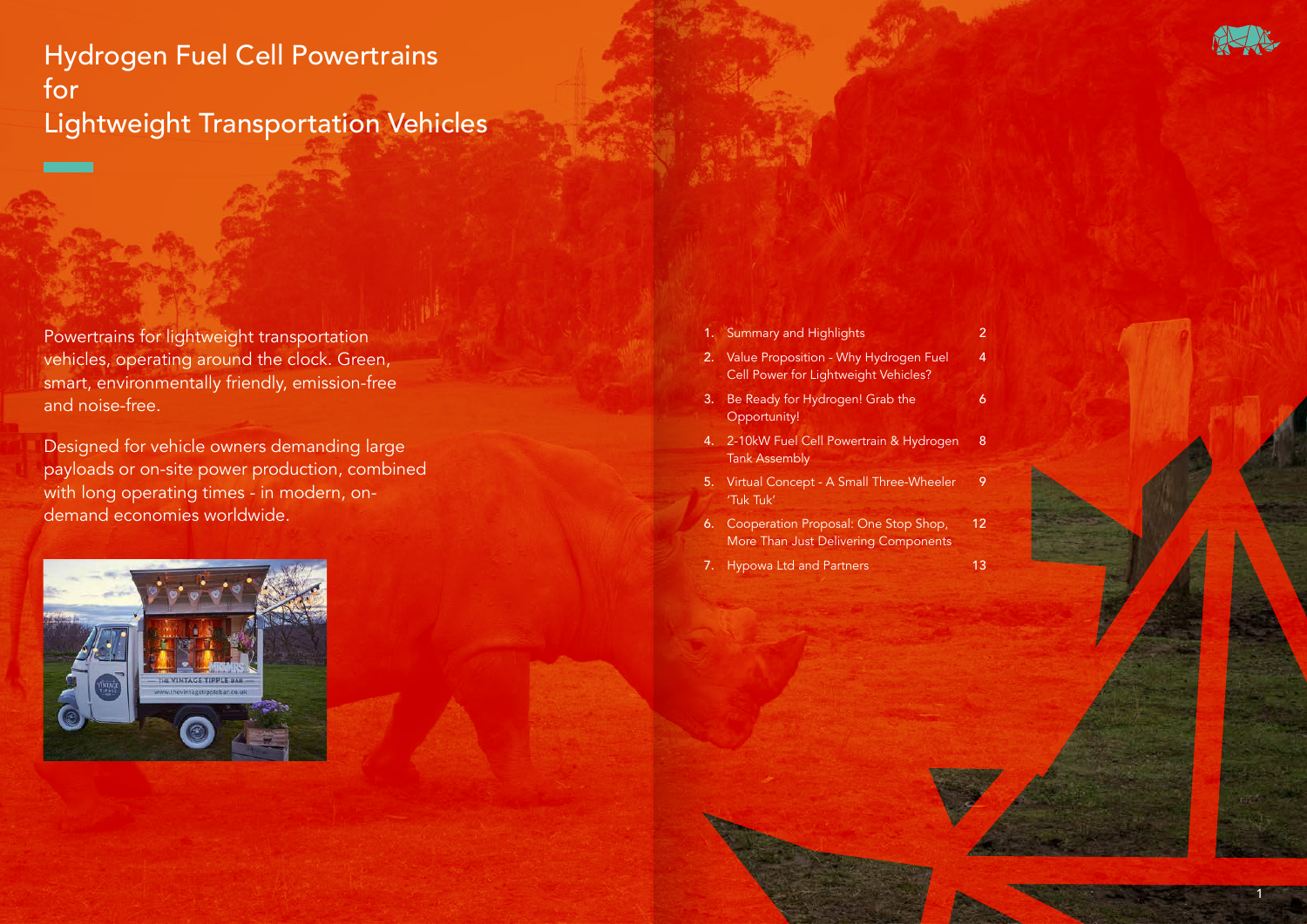# Hydrogen Fuel Cell Powertrains for Lightweight Transportation Vehicles

Powertrains for lightweight transportation vehicles, operating around the clock. Green, smart, environmentally friendly, emission-free and noise-free.

Designed for vehicle owners demanding large payloads or on-site power production, combined with long operating times - in modern, on-demand economies worldwide.

| | | |
|---|---|---|
| 1. | Summary and Highlights | 2 |
| 2. | Value Proposition - Why Hydrogen Fuel Cell Power for Lightweight Vehicles? | 4 |
| 3. | Be Ready for Hydrogen! Grab the Opportunity! | 6 |
| 4. | 2-10kW Fuel Cell Powertrain & Hydrogen Tank Assembly | 8 |
| 5. | Virtual Concept - A Small Three-Wheeler 'Tuk Tuk' | 9 |
| 6. | Cooperation Proposal: One Stop Shop, More Than Just Delivering Components | 12 |
| 7. | Hypowa Ltd and Partners | 13 |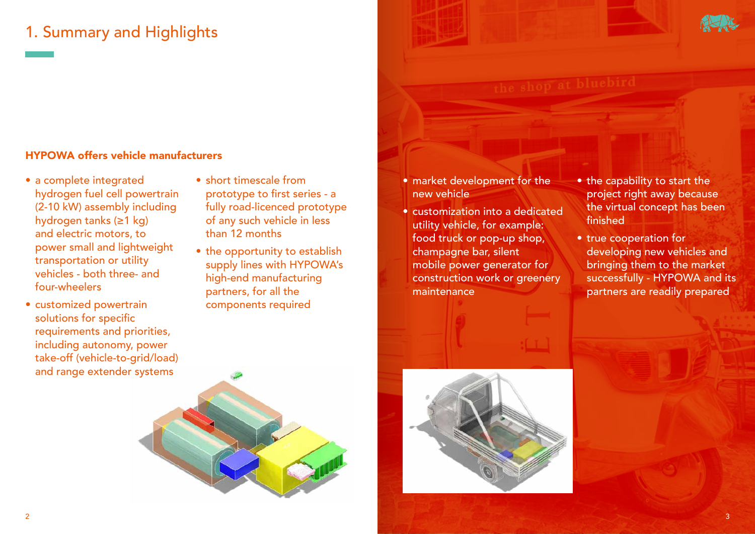# 1. Summary and Highlights

**HYPOWA offers vehicle manufacturers**

- a complete integrated hydrogen fuel cell powertrain (2-10 kW) assembly including hydrogen tanks (≥1 kg) and electric motors, to power small and lightweight transportation or utility vehicles - both three- and four-wheelers
- customized powertrain solutions for specific requirements and priorities, including autonomy, power take-off (vehicle-to-grid/load) and range extender systems
- short timescale from prototype to first series - a fully road-licenced prototype of any such vehicle in less than 12 months
- the opportunity to establish supply lines with HYPOWA's high-end manufacturing partners, for all the components required
- market development for the new vehicle
- customization into a dedicated utility vehicle, for example: food truck or pop-up shop, champagne bar, silent mobile power generator for construction work or greenery maintenance
- the capability to start the project right away because the virtual concept has been finished
- true cooperation for developing new vehicles and bringing them to the market successfully - HYPOWA and its partners are readily prepared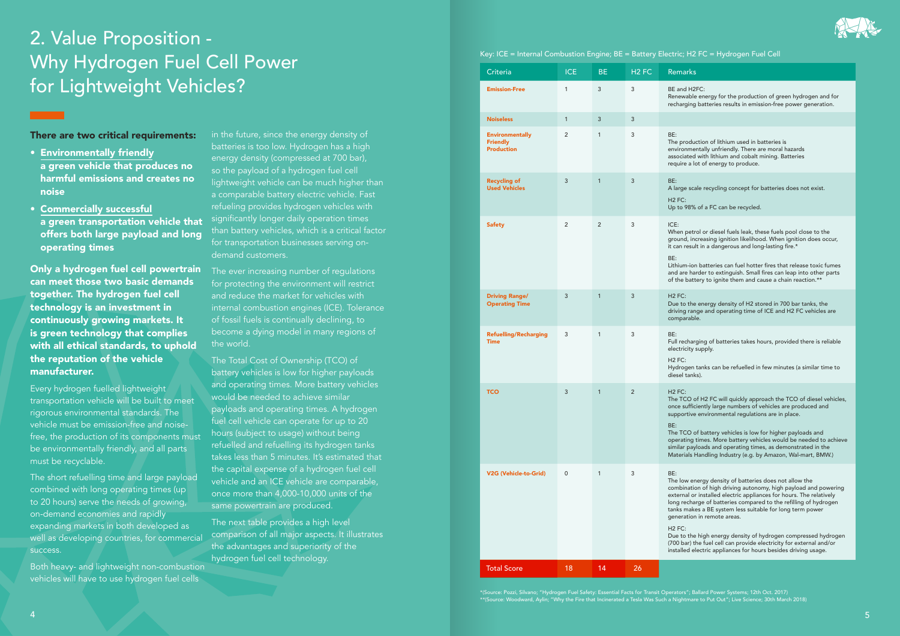# 2. Value Proposition - Why Hydrogen Fuel Cell Power for Lightweight Vehicles?

**There are two critical requirements:**

- **Environmentally friendly** — **a green vehicle that produces no harmful emissions and creates no noise**
- **Commercially successful** — **a green transportation vehicle that offers both large payload and long operating times**

**Only a hydrogen fuel cell powertrain can meet those two basic demands together. The hydrogen fuel cell technology is an investment in continuously growing markets. It is green technology that complies with all ethical standards, to uphold the reputation of the vehicle manufacturer.**

Every hydrogen fuelled lightweight transportation vehicle will be built to meet rigorous environmental standards. The vehicle must be emission-free and noise-free, the production of its components must be environmentally friendly, and all parts must be recyclable.

The short refuelling time and large payload combined with long operating times (up to 20 hours) serve the needs of growing, on-demand economies and rapidly expanding markets in both developed as well as developing countries, for commercial success.

Both heavy- and lightweight non-combustion vehicles will have to use hydrogen fuel cells in the future, since the energy density of batteries is too low. Hydrogen has a high energy density (compressed at 700 bar), so the payload of a hydrogen fuel cell lightweight vehicle can be much higher than a comparable battery electric vehicle. Fast refueling provides hydrogen vehicles with significantly longer daily operation times than battery vehicles, which is a critical factor for transportation businesses serving on-demand customers.

The ever increasing number of regulations for protecting the environment will restrict and reduce the market for vehicles with internal combustion engines (ICE). Tolerance of fossil fuels is continually declining, to become a dying model in many regions of the world.

The Total Cost of Ownership (TCO) of battery vehicles is low for higher payloads and operating times. More battery vehicles would be needed to achieve similar payloads and operating times. A hydrogen fuel cell vehicle can operate for up to 20 hours (subject to usage) without being refuelled and refuelling its hydrogen tanks takes less than 5 minutes. It's estimated that the capital expense of a hydrogen fuel cell vehicle and an ICE vehicle are comparable, once more than 4,000-10,000 units of the same powertrain are produced.

The next table provides a high level comparison of all major aspects. It illustrates the advantages and superiority of the hydrogen fuel cell technology.

Key: ICE = Internal Combustion Engine; BE = Battery Electric; H2 FC = Hydrogen Fuel Cell

| Criteria | ICE | BE | H2 FC | Remarks |
|---|---|---|---|---|
| **Emission-Free** | 1 | 3 | 3 | BE and H2FC: Renewable energy for the production of green hydrogen and for recharging batteries results in emission-free power generation. |
| **Noiseless** | 1 | 3 | 3 | |
| **Environmentally Friendly Production** | 2 | 1 | 3 | BE: The production of lithium used in batteries is environmentally unfriendly. There are moral hazards associated with lithium and cobalt mining. Batteries require a lot of energy to produce. |
| **Recycling of Used Vehicles** | 3 | 1 | 3 | BE: A large scale recycling concept for batteries does not exist. H2 FC: Up to 98% of a FC can be recycled. |
| **Safety** | 2 | 2 | 3 | ICE: When petrol or diesel fuels leak, these fuels pool close to the ground, increasing ignition likelihood. When ignition does occur, it can result in a dangerous and long-lasting fire.* BE: Lithium-ion batteries can fuel hotter fires that release toxic fumes and are harder to extinguish. Small fires can leap into other parts of the battery to ignite them and cause a chain reaction.** |
| **Driving Range/ Operating Time** | 3 | 1 | 3 | H2 FC: Due to the energy density of H2 stored in 700 bar tanks, the driving range and operating time of ICE and H2 FC vehicles are comparable. |
| **Refuelling/Recharging Time** | 3 | 1 | 3 | BE: Full recharging of batteries takes hours, provided there is reliable electricity supply. H2 FC: Hydrogen tanks can be refuelled in few minutes (a similar time to diesel tanks). |
| **TCO** | 3 | 1 | 2 | H2 FC: The TCO of H2 FC will quickly approach the TCO of diesel vehicles, once sufficiently large numbers of vehicles are produced and supportive environmental regulations are in place. BE: The TCO of battery vehicles is low for higher payloads and operating times. More battery vehicles would be needed to achieve similar payloads and operating times, as demonstrated in the Materials Handling Industry (e.g. by Amazon, Wal-mart, BMW.) |
| **V2G (Vehicle-to-Grid)** | 0 | 1 | 3 | BE: The low energy density of batteries does not allow the combination of high driving autonomy, high payload and powering external or installed electric appliances for hours. The relatively long recharge of batteries compared to the refilling of hydrogen tanks makes a BE system less suitable for long term power generation in remote areas. H2 FC: Due to the high energy density of hydrogen compressed hydrogen (700 bar) the fuel cell can provide electricity for external and/or installed electric appliances for hours besides driving usage. |
| **Total Score** | **18** | **14** | **26** | |

*(Source: Pozzi, Silvano; "Hydrogen Fuel Safety: Essential Facts for Transit Operators"; Ballard Power Systems; 12th Oct. 2017)

**(Source: Woodward, Aylin; "Why the Fire that Incinerated a Tesla Was Such a Nightmare to Put Out"; Live Science; 30th March 2018)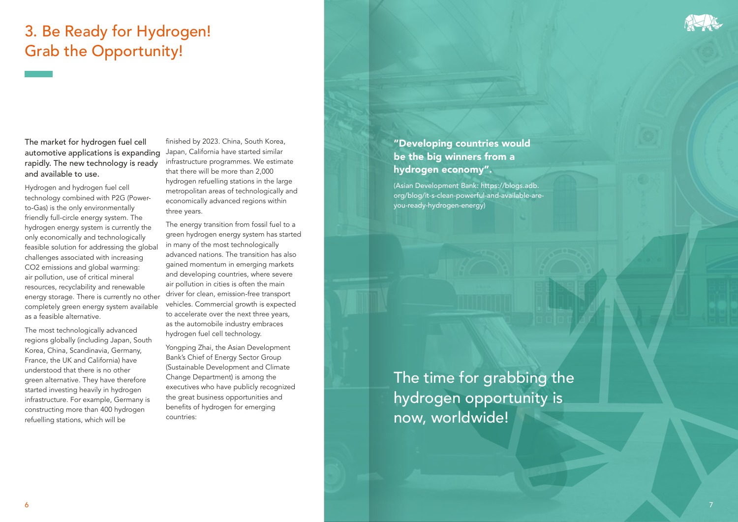# 3. Be Ready for Hydrogen! Grab the Opportunity!

The market for hydrogen fuel cell automotive applications is expanding rapidly. The new technology is ready and available to use.

Hydrogen and hydrogen fuel cell technology combined with P2G (Power-to-Gas) is the only environmentally friendly full-circle energy system. The hydrogen energy system is currently the only economically and technologically feasible solution for addressing the global challenges associated with increasing $CO_2$ emissions and global warming: air pollution, use of critical mineral resources, recyclability and renewable energy storage. There is currently no other completely green energy system available as a feasible alternative.

The most technologically advanced regions globally (including Japan, South Korea, China, Scandinavia, Germany, France, the UK and California) have understood that there is no other green alternative. They have therefore started investing heavily in hydrogen infrastructure. For example, Germany is constructing more than 400 hydrogen refuelling stations, which will be finished by 2023. China, South Korea, Japan, California have started similar infrastructure programmes. We estimate that there will be more than 2,000 hydrogen refuelling stations in the large metropolitan areas of technologically and economically advanced regions within three years.

The energy transition from fossil fuel to a green hydrogen energy system has started in many of the most technologically advanced nations. The transition has also gained momentum in emerging markets and developing countries, where severe air pollution in cities is often the main driver for clean, emission-free transport vehicles. Commercial growth is expected to accelerate over the next three years, as the automobile industry embraces hydrogen fuel cell technology.

Yongping Zhai, the Asian Development Bank's Chief of Energy Sector Group (Sustainable Development and Climate Change Department) is among the executives who have publicly recognized the great business opportunities and benefits of hydrogen for emerging countries:

**"Developing countries would be the big winners from a hydrogen economy".**

(Asian Development Bank: https://blogs.adb.org/blog/it-s-clean-powerful-and-available-are-you-ready-hydrogen-energy)

The time for grabbing the hydrogen opportunity is now, worldwide!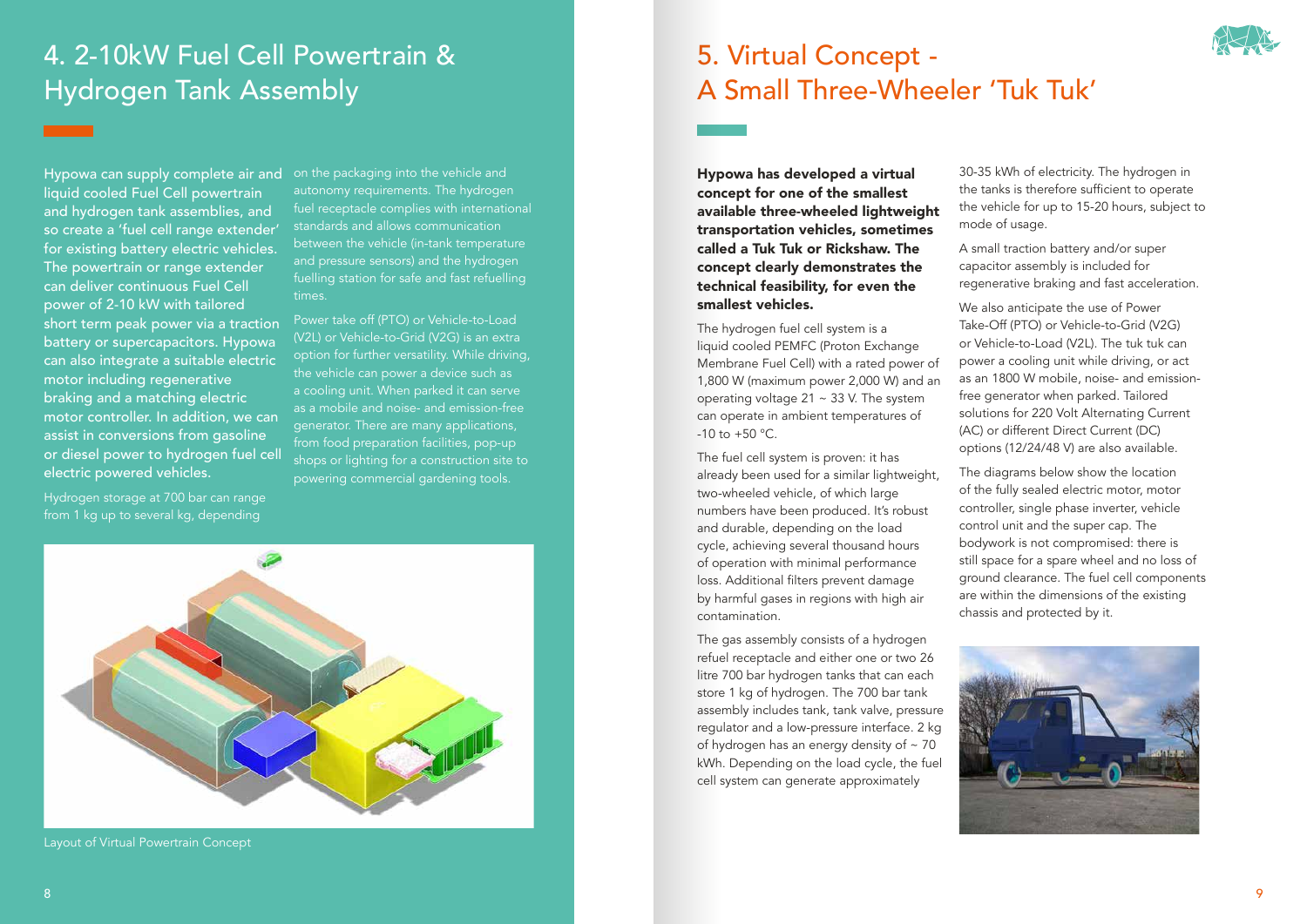# 4. 2-10kW Fuel Cell Powertrain & Hydrogen Tank Assembly

Hypowa can supply complete air and liquid cooled Fuel Cell powertrain and hydrogen tank assemblies, and so create a 'fuel cell range extender' for existing battery electric vehicles. The powertrain or range extender can deliver continuous Fuel Cell power of 2-10 kW with tailored short term peak power via a traction battery or supercapacitors. Hypowa can also integrate a suitable electric motor including regenerative braking and a matching electric motor controller. In addition, we can assist in conversions from gasoline or diesel power to hydrogen fuel cell electric powered vehicles.

Hydrogen storage at 700 bar can range from 1 kg up to several kg, depending on the packaging into the vehicle and autonomy requirements. The hydrogen fuel receptacle complies with international standards and allows communication between the vehicle (in-tank temperature and pressure sensors) and the hydrogen fuelling station for safe and fast refuelling times.

Power take off (PTO) or Vehicle-to-Load (V2L) or Vehicle-to-Grid (V2G) is an extra option for further versatility. While driving, the vehicle can power a device such as a cooling unit. When parked it can serve as a mobile and noise- and emission-free generator. There are many applications, from food preparation facilities, pop-up shops or lighting for a construction site to powering commercial gardening tools.

Layout of Virtual Powertrain Concept

# 5. Virtual Concept - A Small Three-Wheeler 'Tuk Tuk'

**Hypowa has developed a virtual concept for one of the smallest available three-wheeled lightweight transportation vehicles, sometimes called a Tuk Tuk or Rickshaw. The concept clearly demonstrates the technical feasibility, for even the smallest vehicles.**

The hydrogen fuel cell system is a liquid cooled PEMFC (Proton Exchange Membrane Fuel Cell) with a rated power of 1,800 W (maximum power 2,000 W) and an operating voltage 21 ~ 33 V. The system can operate in ambient temperatures of -10 to +50 °C.

The fuel cell system is proven: it has already been used for a similar lightweight, two-wheeled vehicle, of which large numbers have been produced. It's robust and durable, depending on the load cycle, achieving several thousand hours of operation with minimal performance loss. Additional filters prevent damage by harmful gases in regions with high air contamination.

The gas assembly consists of a hydrogen refuel receptacle and either one or two 26 litre 700 bar hydrogen tanks that can each store 1 kg of hydrogen. The 700 bar tank assembly includes tank, tank valve, pressure regulator and a low-pressure interface. 2 kg of hydrogen has an energy density of ~ 70 kWh. Depending on the load cycle, the fuel cell system can generate approximately 30-35 kWh of electricity. The hydrogen in the tanks is therefore sufficient to operate the vehicle for up to 15-20 hours, subject to mode of usage.

A small traction battery and/or super capacitor assembly is included for regenerative braking and fast acceleration.

We also anticipate the use of Power Take-Off (PTO) or Vehicle-to-Grid (V2G) or Vehicle-to-Load (V2L). The tuk tuk can power a cooling unit while driving, or act as an 1800 W mobile, noise- and emission-free generator when parked. Tailored solutions for 220 Volt Alternating Current (AC) or different Direct Current (DC) options (12/24/48 V) are also available.

The diagrams below show the location of the fully sealed electric motor, motor controller, single phase inverter, vehicle control unit and the super cap. The bodywork is not compromised: there is still space for a spare wheel and no loss of ground clearance. The fuel cell components are within the dimensions of the existing chassis and protected by it.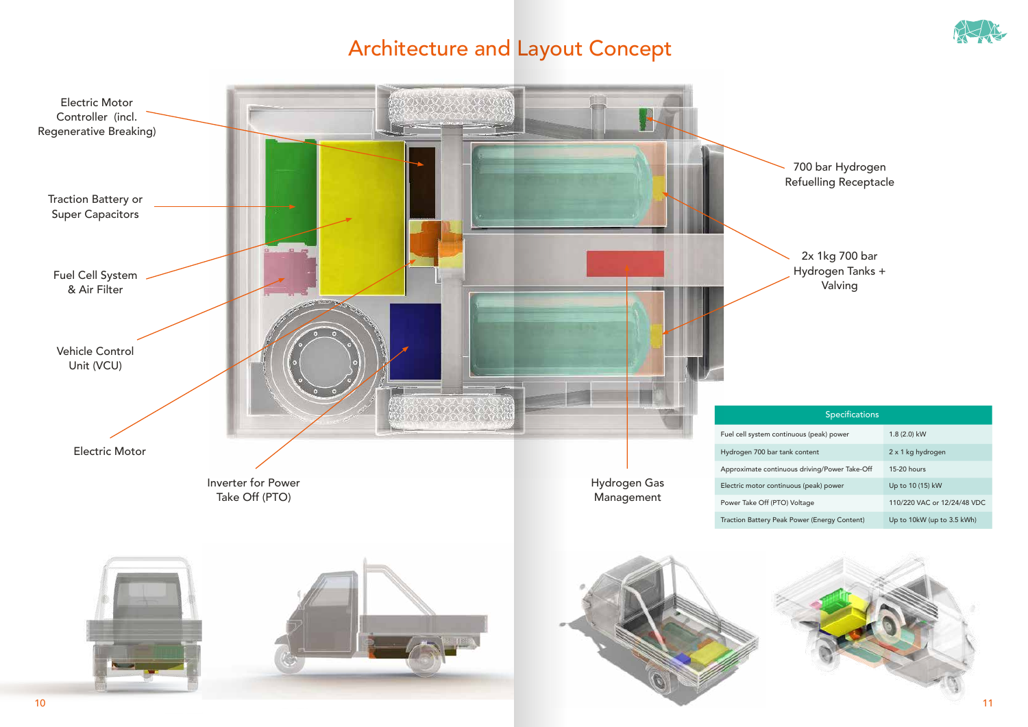# Architecture and Layout Concept

Electric Motor Controller (incl. Regenerative Breaking)

Traction Battery or Super Capacitors

Fuel Cell System & Air Filter

Vehicle Control Unit (VCU)

Electric Motor

Inverter for Power Take Off (PTO)

Hydrogen Gas Management

700 bar Hydrogen Refuelling Receptacle

2x 1kg 700 bar Hydrogen Tanks + Valving

| Specifications | |
|---|---|
| Fuel cell system continuous (peak) power | 1.8 (2.0) kW |
| Hydrogen 700 bar tank content | 2 x 1 kg hydrogen |
| Approximate continuous driving/Power Take-Off | 15-20 hours |
| Electric motor continuous (peak) power | Up to 10 (15) kW |
| Power Take Off (PTO) Voltage | 110/220 VAC or 12/24/48 VDC |
| Traction Battery Peak Power (Energy Content) | Up to 10kW (up to 3.5 kWh) |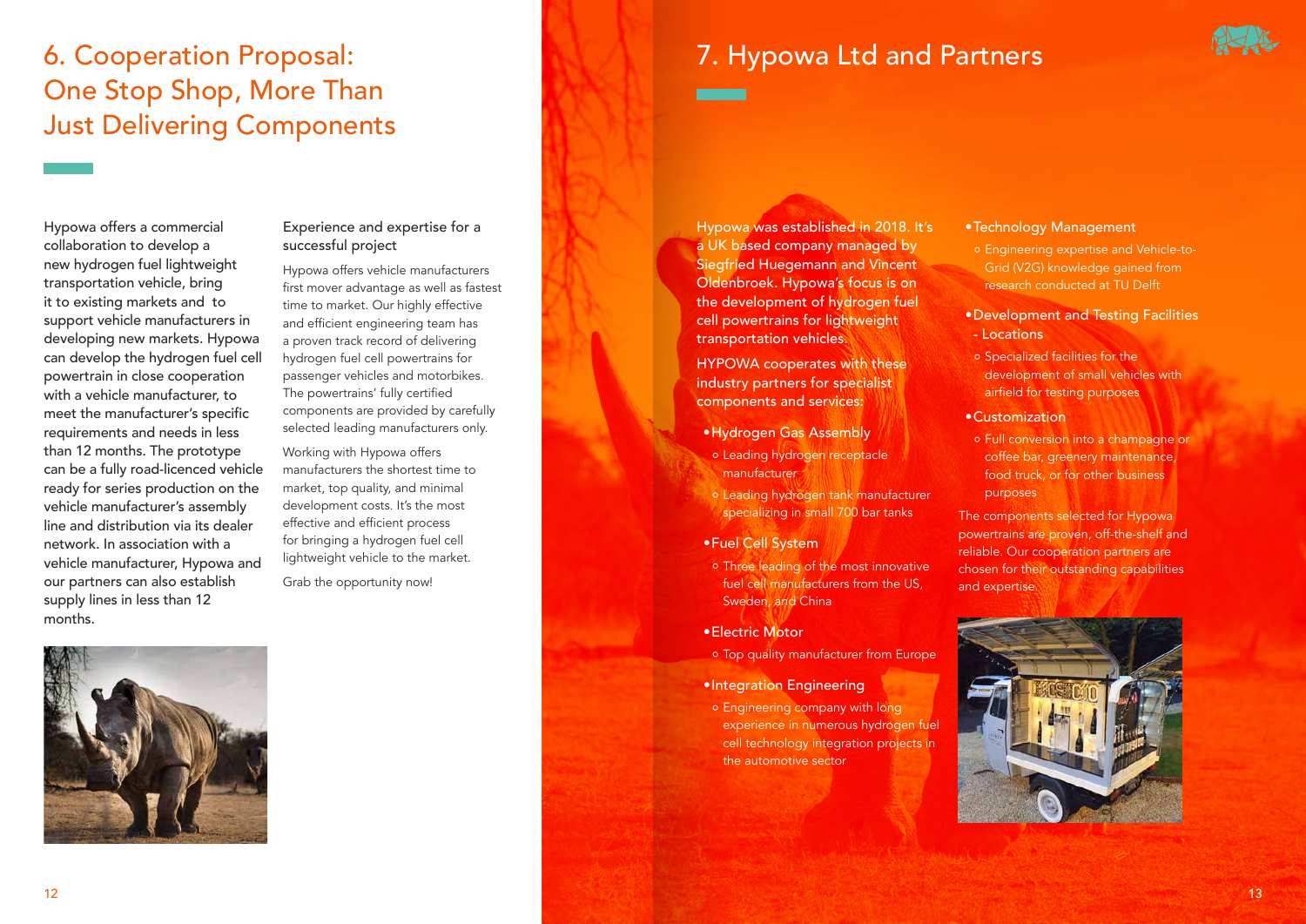# 6. Cooperation Proposal: One Stop Shop, More Than Just Delivering Components

Hypowa offers a commercial collaboration to develop a new hydrogen fuel lightweight transportation vehicle, bring it to existing markets and to support vehicle manufacturers in developing new markets. Hypowa can develop the hydrogen fuel cell powertrain in close cooperation with a vehicle manufacturer, to meet the manufacturer's specific requirements and needs in less than 12 months. The prototype can be a fully road-licenced vehicle ready for series production on the vehicle manufacturer's assembly line and distribution via its dealer network. In association with a vehicle manufacturer, Hypowa and our partners can also establish supply lines in less than 12 months.

### Experience and expertise for a successful project

Hypowa offers vehicle manufacturers first mover advantage as well as fastest time to market. Our highly effective and efficient engineering team has a proven track record of delivering hydrogen fuel cell powertrains for passenger vehicles and motorbikes. The powertrains' fully certified components are provided by carefully selected leading manufacturers only.

Working with Hypowa offers manufacturers the shortest time to market, top quality, and minimal development costs. It's the most effective and efficient process for bringing a hydrogen fuel cell lightweight vehicle to the market.

Grab the opportunity now!

# 7. Hypowa Ltd and Partners

Hypowa was established in 2018. It's a UK based company managed by Siegfried Huegemann and Vincent Oldenbroek. Hypowa's focus is on the development of hydrogen fuel cell powertrains for lightweight transportation vehicles.

HYPOWA cooperates with these industry partners for specialist components and services:

- **Hydrogen Gas Assembly**
  - Leading hydrogen receptacle manufacturer
  - Leading hydrogen tank manufacturer specializing in small 700 bar tanks
- **Fuel Cell System**
  - Three leading of the most innovative fuel cell manufacturers from the US, Sweden, and China
- **Electric Motor**
  - Top quality manufacturer from Europe
- **Integration Engineering**
  - Engineering company with long experience in numerous hydrogen fuel cell technology integration projects in the automotive sector
- **Technology Management**
  - Engineering expertise and Vehicle-to-Grid (V2G) knowledge gained from research conducted at TU Delft
- **Development and Testing Facilities - Locations**
  - Specialized facilities for the development of small vehicles with airfield for testing purposes
- **Customization**
  - Full conversion into a champagne or coffee bar, greenery maintenance, food truck, or for other business purposes

The components selected for Hypowa powertrains are proven, off-the-shelf and reliable. Our cooperation partners are chosen for their outstanding capabilities and expertise.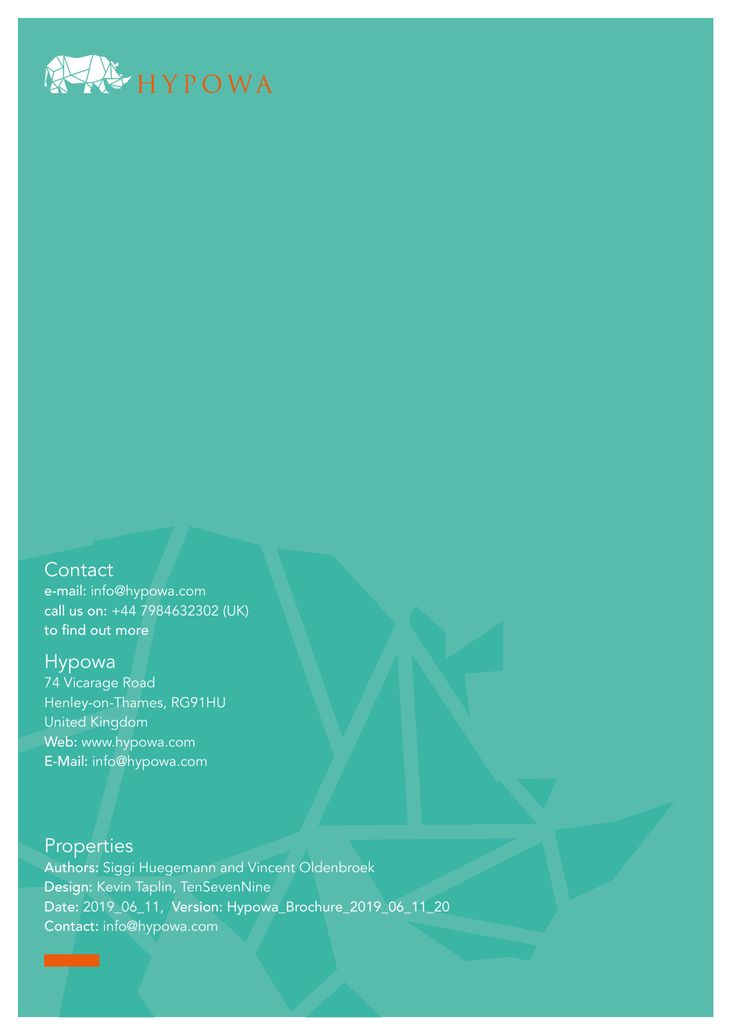HYPOWA

## Contact

**e-mail:** info@hypowa.com
**call us on:** +44 7984632302 (UK)
**to find out more**

## Hypowa

74 Vicarage Road
Henley-on-Thames, RG91HU
United Kingdom
**Web:** www.hypowa.com
**E-Mail:** info@hypowa.com

## Properties

**Authors:** Siggi Huegemann and Vincent Oldenbroek
**Design:** Kevin Taplin, TenSevenNine
**Date:** 2019_06_11, **Version:** Hypowa_Brochure_2019_06_11_20
**Contact:** info@hypowa.com